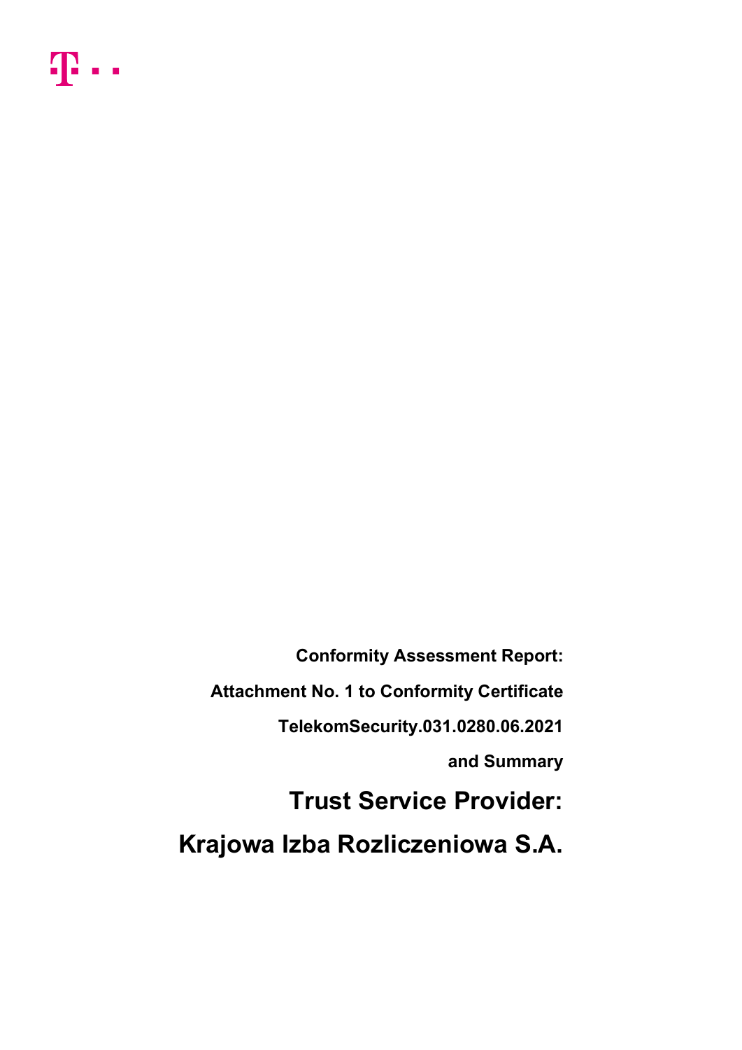**Conformity Assessment Report:**

**Attachment No. 1 to Conformity Certificate**

**TelekomSecurity.031.0280.06.2021**

**and Summary**

# Trust Service Provider:

# Krajowa Izba Rozliczeniowa S.A.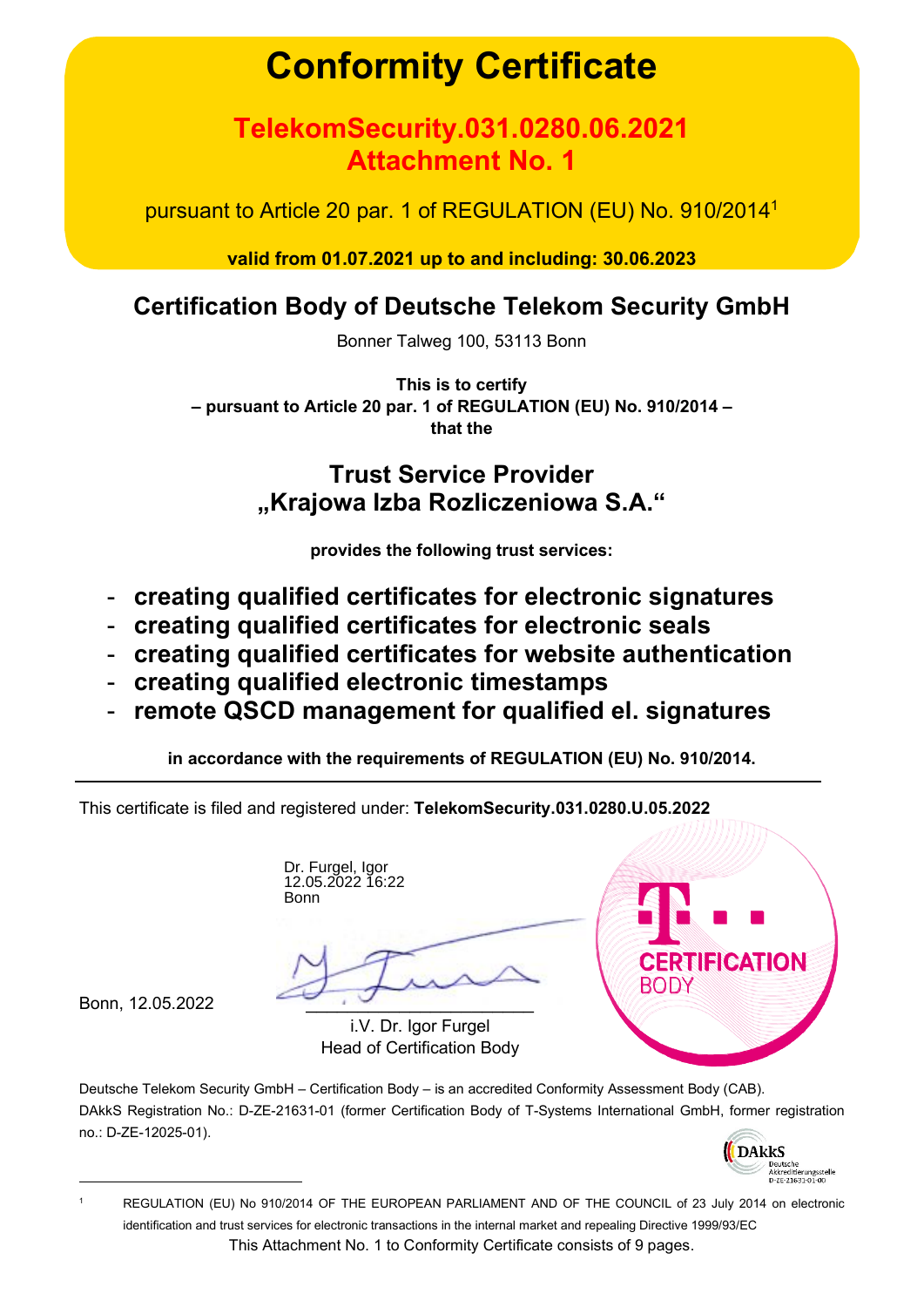# Conformity Certificate

## TelekomSecurity.031.0280.06.2021
## Attachment No. 1

pursuant to Article 20 par. 1 of REGULATION (EU) No. 910/2014[1]

**valid from 01.07.2021 up to and including: 30.06.2023**

## Certification Body of Deutsche Telekom Security GmbH

Bonner Talweg 100, 53113 Bonn

**This is to certify**
**– pursuant to Article 20 par. 1 of REGULATION (EU) No. 910/2014 –**
**that the**

## Trust Service Provider
## „Krajowa Izba Rozliczeniowa S.A.“

**provides the following trust services:**

- **creating qualified certificates for electronic signatures**
- **creating qualified certificates for electronic seals**
- **creating qualified certificates for website authentication**
- **creating qualified electronic timestamps**
- **remote QSCD management for qualified el. signatures**

**in accordance with the requirements of REGULATION (EU) No. 910/2014.**

---

This certificate is filed and registered under: **TelekomSecurity.031.0280.U.05.2022**

Dr. Furgel, Igor
12.05.2022 16:22
Bonn

Bonn, 12.05.2022

i.V. Dr. Igor Furgel
Head of Certification Body

Deutsche Telekom Security GmbH – Certification Body – is an accredited Conformity Assessment Body (CAB).
DAkkS Registration No.: D-ZE-21631-01 (former Certification Body of T-Systems International GmbH, former registration no.: D-ZE-12025-01).

[1] REGULATION (EU) No 910/2014 OF THE EUROPEAN PARLIAMENT AND OF THE COUNCIL of 23 July 2014 on electronic identification and trust services for electronic transactions in the internal market and repealing Directive 1999/93/EC

This Attachment No. 1 to Conformity Certificate consists of 9 pages.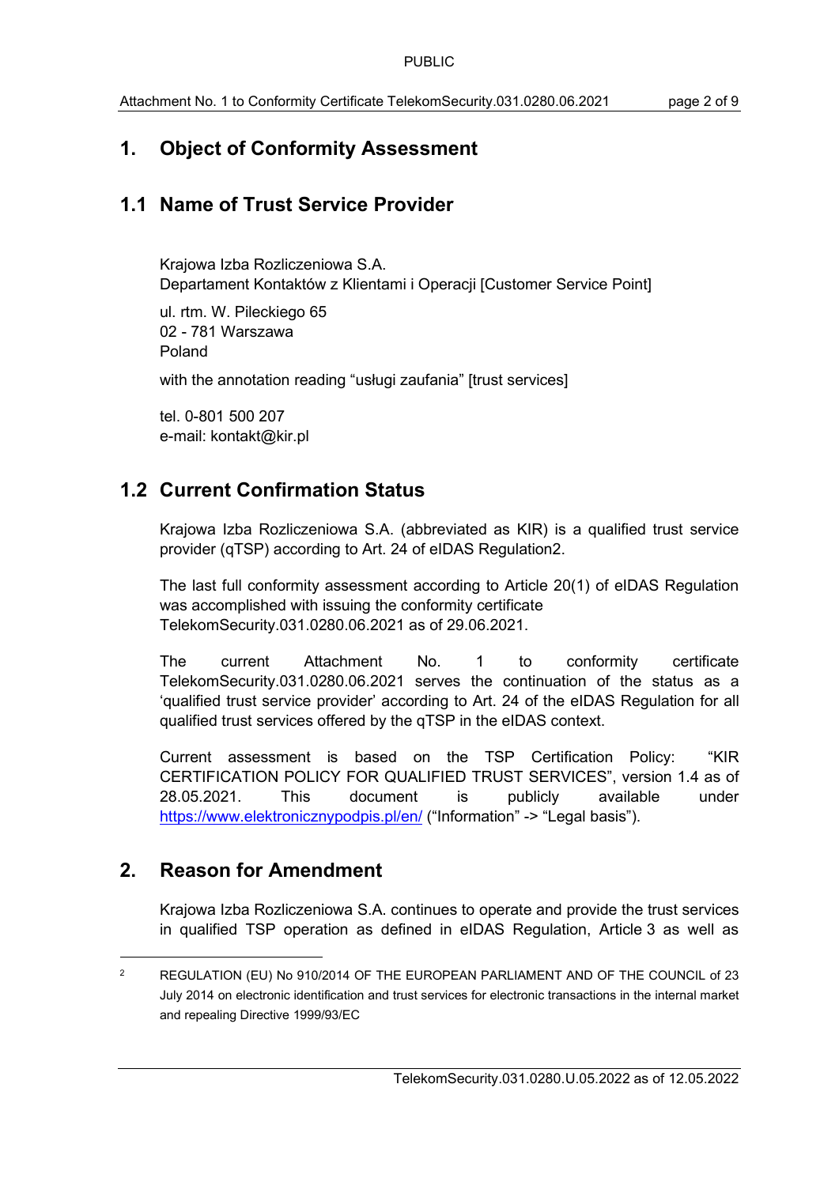# 1. Object of Conformity Assessment

## 1.1 Name of Trust Service Provider

Krajowa Izba Rozliczeniowa S.A.
Departament Kontaktów z Klientami i Operacji [Customer Service Point]

ul. rtm. W. Pileckiego 65
02 - 781 Warszawa
Poland

with the annotation reading "usługi zaufania" [trust services]

tel. 0-801 500 207
e-mail: kontakt@kir.pl

## 1.2 Current Confirmation Status

Krajowa Izba Rozliczeniowa S.A. (abbreviated as KIR) is a qualified trust service provider (qTSP) according to Art. 24 of eIDAS Regulation[2].

The last full conformity assessment according to Article 20(1) of eIDAS Regulation was accomplished with issuing the conformity certificate TelekomSecurity.031.0280.06.2021 as of 29.06.2021.

The current Attachment No. 1 to conformity certificate TelekomSecurity.031.0280.06.2021 serves the continuation of the status as a 'qualified trust service provider' according to Art. 24 of the eIDAS Regulation for all qualified trust services offered by the qTSP in the eIDAS context.

Current assessment is based on the TSP Certification Policy: "KIR CERTIFICATION POLICY FOR QUALIFIED TRUST SERVICES", version 1.4 as of 28.05.2021. This document is publicly available under https://www.elektronicznypodpis.pl/en/ ("Information" -> "Legal basis").

# 2. Reason for Amendment

Krajowa Izba Rozliczeniowa S.A. continues to operate and provide the trust services in qualified TSP operation as defined in eIDAS Regulation, Article 3 as well as

[2] REGULATION (EU) No 910/2014 OF THE EUROPEAN PARLIAMENT AND OF THE COUNCIL of 23 July 2014 on electronic identification and trust services for electronic transactions in the internal market and repealing Directive 1999/93/EC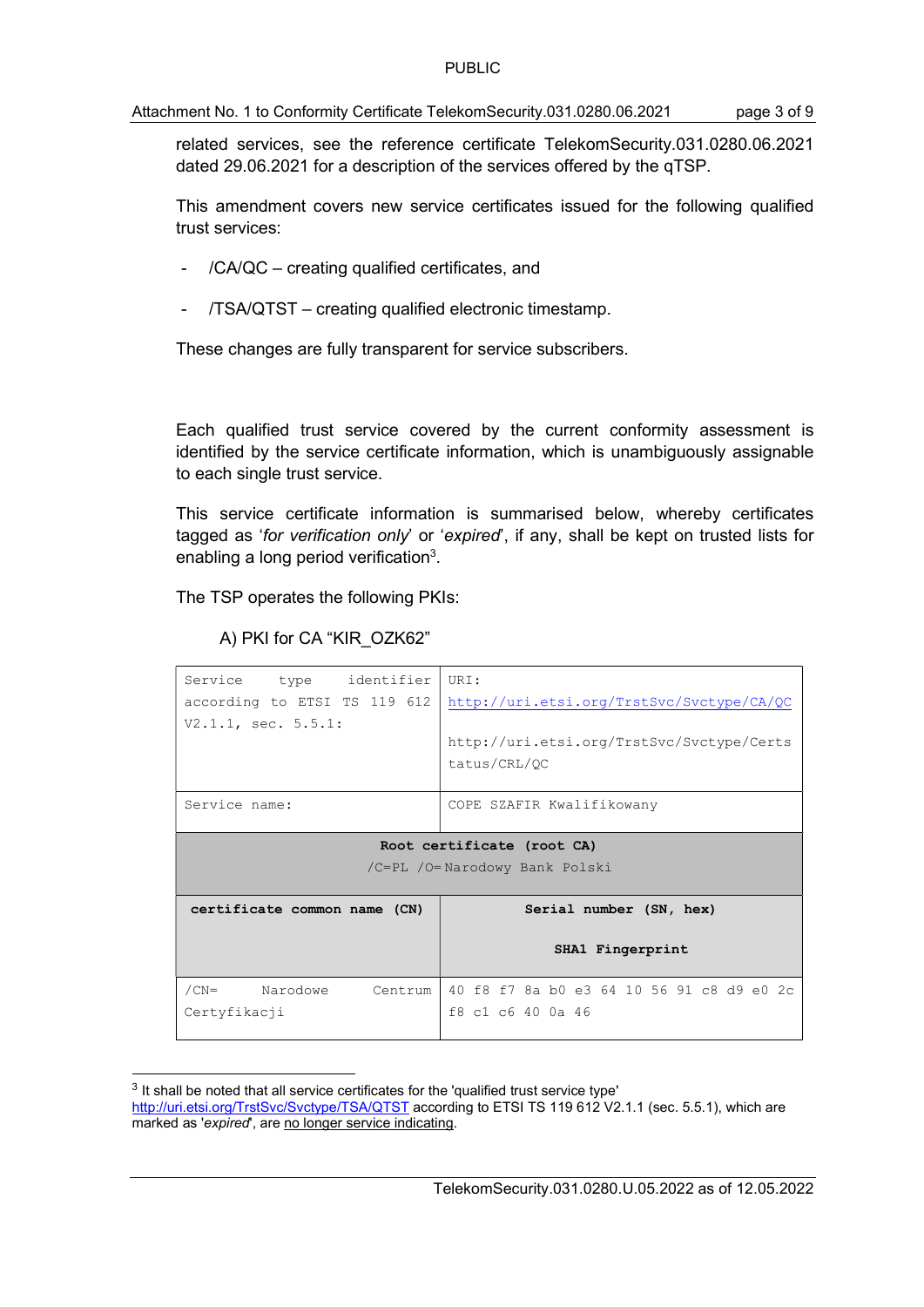related services, see the reference certificate TelekomSecurity.031.0280.06.2021 dated 29.06.2021 for a description of the services offered by the qTSP.

This amendment covers new service certificates issued for the following qualified trust services:

- /CA/QC – creating qualified certificates, and
- /TSA/QTST – creating qualified electronic timestamp.

These changes are fully transparent for service subscribers.

Each qualified trust service covered by the current conformity assessment is identified by the service certificate information, which is unambiguously assignable to each single trust service.

This service certificate information is summarised below, whereby certificates tagged as '*for verification only*' or '*expired*', if any, shall be kept on trusted lists for enabling a long period verification[3].

The TSP operates the following PKIs:

A) PKI for CA "KIR_OZK62"

| Service type identifier according to ETSI TS 119 612 V2.1.1, sec. 5.5.1: | URI: http://uri.etsi.org/TrstSvc/Svctype/CA/QC <br> http://uri.etsi.org/TrstSvc/Svctype/Certstatus/CRL/QC |
|---|---|
| Service name: | COPE SZAFIR Kwalifikowany |
| **Root certificate (root CA)** /C=PL /O=Narodowy Bank Polski | |
| **certificate common name (CN)** | **Serial number (SN, hex)** <br> **SHA1 Fingerprint** |
| /CN= Narodowe Centrum Certyfikacji | 40 f8 f7 8a b0 e3 64 10 56 91 c8 d9 e0 2c f8 c1 c6 40 0a 46 |

[3] It shall be noted that all service certificates for the 'qualified trust service type' http://uri.etsi.org/TrstSvc/Svctype/TSA/QTST according to ETSI TS 119 612 V2.1.1 (sec. 5.5.1), which are marked as '*expired*', are no longer service indicating.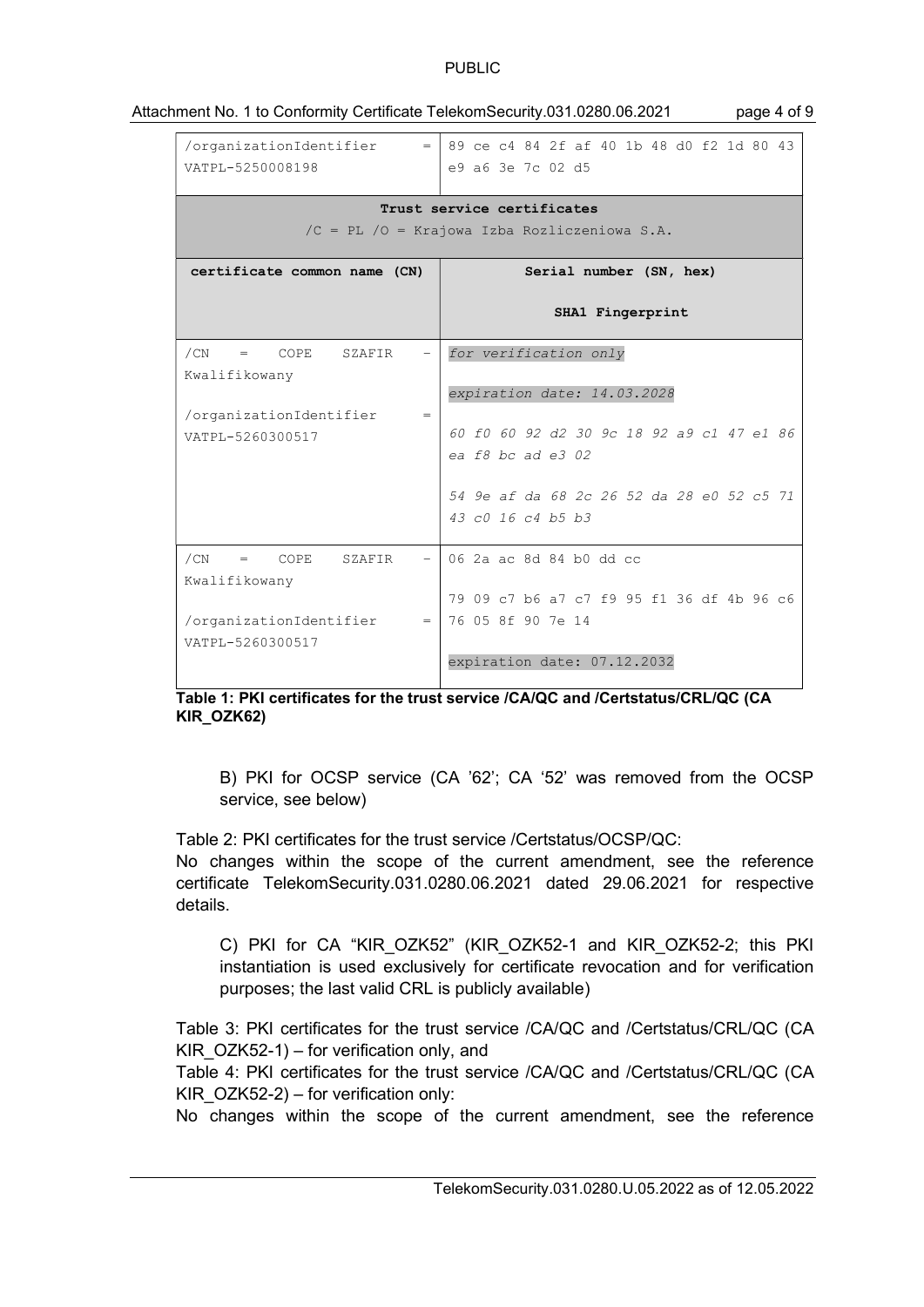| | |
|---|---|
| /organizationIdentifier = VATPL-5250008198 | 89 ce c4 84 2f af 40 1b 48 d0 f2 1d 80 43 e9 a6 3e 7c 02 d5 |
| **Trust service certificates** /C = PL /O = Krajowa Izba Rozliczeniowa S.A. | |
| **certificate common name (CN)** | **Serial number (SN, hex)** **SHA1 Fingerprint** |
| /CN = COPE SZAFIR - Kwalifikowany /organizationIdentifier = VATPL-5260300517 | *for verification only* *expiration date: 14.03.2028* *60 f0 60 92 d2 30 9c 18 92 a9 c1 47 e1 86 ea f8 bc ad e3 02* *54 9e af da 68 2c 26 52 da 28 e0 52 c5 71 43 c0 16 c4 b5 b3* |
| /CN = COPE SZAFIR - Kwalifikowany /organizationIdentifier = VATPL-5260300517 | 06 2a ac 8d 84 b0 dd cc 79 09 c7 b6 a7 c7 f9 95 f1 36 df 4b 96 c6 76 05 8f 90 7e 14 expiration date: 07.12.2032 |

**Table 1: PKI certificates for the trust service /CA/QC and /Certstatus/CRL/QC (CA KIR_OZK62)**

B) PKI for OCSP service (CA '62'; CA '52' was removed from the OCSP service, see below)

Table 2: PKI certificates for the trust service /Certstatus/OCSP/QC:
No changes within the scope of the current amendment, see the reference certificate TelekomSecurity.031.0280.06.2021 dated 29.06.2021 for respective details.

C) PKI for CA "KIR_OZK52" (KIR_OZK52-1 and KIR_OZK52-2; this PKI instantiation is used exclusively for certificate revocation and for verification purposes; the last valid CRL is publicly available)

Table 3: PKI certificates for the trust service /CA/QC and /Certstatus/CRL/QC (CA KIR_OZK52-1) – for verification only, and
Table 4: PKI certificates for the trust service /CA/QC and /Certstatus/CRL/QC (CA KIR_OZK52-2) – for verification only:
No changes within the scope of the current amendment, see the reference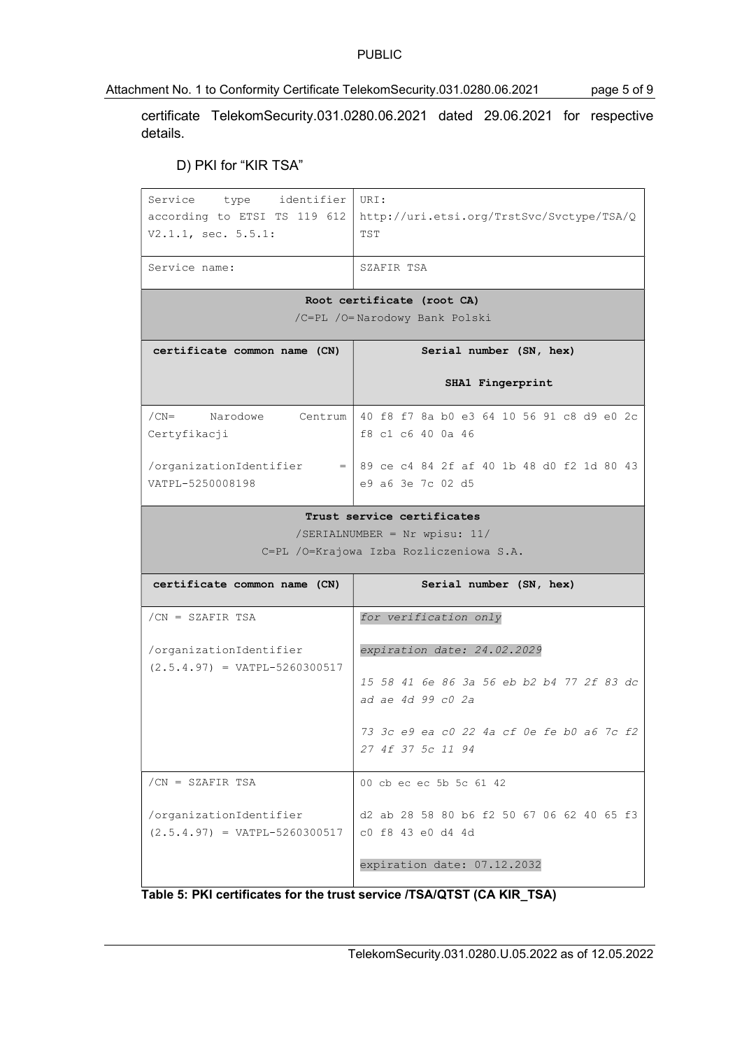certificate TelekomSecurity.031.0280.06.2021 dated 29.06.2021 for respective details.

D) PKI for "KIR TSA"

| Service type identifier according to ETSI TS 119 612 V2.1.1, sec. 5.5.1: | URI: http://uri.etsi.org/TrstSvc/Svctype/TSA/QTST |
|---|---|
| Service name: | SZAFIR TSA |
| **Root certificate (root CA)**<br>/C=PL /O= Narodowy Bank Polski | |
| **certificate common name (CN)** | **Serial number (SN, hex)**<br><br>**SHA1 Fingerprint** |
| /CN= Narodowe Centrum Certyfikacji<br><br>/organizationIdentifier = VATPL-5250008198 | 40 f8 f7 8a b0 e3 64 10 56 91 c8 d9 e0 2c f8 c1 c6 40 0a 46<br><br>89 ce c4 84 2f af 40 1b 48 d0 f2 1d 80 43 e9 a6 3e 7c 02 d5 |
| **Trust service certificates**<br>/SERIALNUMBER = Nr wpisu: 11/<br>C=PL /O=Krajowa Izba Rozliczeniowa S.A. | |
| **certificate common name (CN)** | **Serial number (SN, hex)** |
| /CN = SZAFIR TSA<br><br>/organizationIdentifier (2.5.4.97) = VATPL-5260300517 | *for verification only*<br><br>*expiration date: 24.02.2029*<br><br>*15 58 41 6e 86 3a 56 eb b2 b4 77 2f 83 dc ad ae 4d 99 c0 2a*<br><br>*73 3c e9 ea c0 22 4a cf 0e fe b0 a6 7c f2 27 4f 37 5c 11 94* |
| /CN = SZAFIR TSA<br><br>/organizationIdentifier (2.5.4.97) = VATPL-5260300517 | 00 cb ec ec 5b 5c 61 42<br><br>d2 ab 28 58 80 b6 f2 50 67 06 62 40 65 f3 c0 f8 43 e0 d4 4d<br><br>expiration date: 07.12.2032 |

**Table 5: PKI certificates for the trust service /TSA/QTST (CA KIR_TSA)**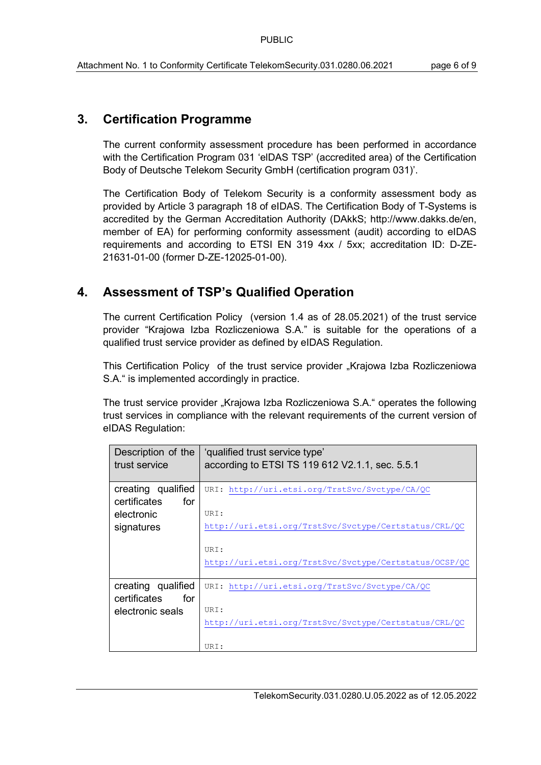## 3. Certification Programme

The current conformity assessment procedure has been performed in accordance with the Certification Program 031 'eIDAS TSP' (accredited area) of the Certification Body of Deutsche Telekom Security GmbH (certification program 031)'.

The Certification Body of Telekom Security is a conformity assessment body as provided by Article 3 paragraph 18 of eIDAS. The Certification Body of T-Systems is accredited by the German Accreditation Authority (DAkkS; http://www.dakks.de/en, member of EA) for performing conformity assessment (audit) according to eIDAS requirements and according to ETSI EN 319 4xx / 5xx; accreditation ID: D-ZE-21631-01-00 (former D-ZE-12025-01-00).

## 4. Assessment of TSP's Qualified Operation

The current Certification Policy (version 1.4 as of 28.05.2021) of the trust service provider "Krajowa Izba Rozliczeniowa S.A." is suitable for the operations of a qualified trust service provider as defined by eIDAS Regulation.

This Certification Policy of the trust service provider „Krajowa Izba Rozliczeniowa S.A." is implemented accordingly in practice.

The trust service provider „Krajowa Izba Rozliczeniowa S.A." operates the following trust services in compliance with the relevant requirements of the current version of eIDAS Regulation:

| Description of the trust service | 'qualified trust service type' according to ETSI TS 119 612 V2.1.1, sec. 5.5.1 |
| --- | --- |
| creating qualified certificates for electronic signatures | URI: http://uri.etsi.org/TrstSvc/Svctype/CA/QC<br><br>URI: http://uri.etsi.org/TrstSvc/Svctype/Certstatus/CRL/QC<br><br>URI: http://uri.etsi.org/TrstSvc/Svctype/Certstatus/OCSP/QC |
| creating qualified certificates for electronic seals | URI: http://uri.etsi.org/TrstSvc/Svctype/CA/QC<br><br>URI: http://uri.etsi.org/TrstSvc/Svctype/Certstatus/CRL/QC<br><br>URI: |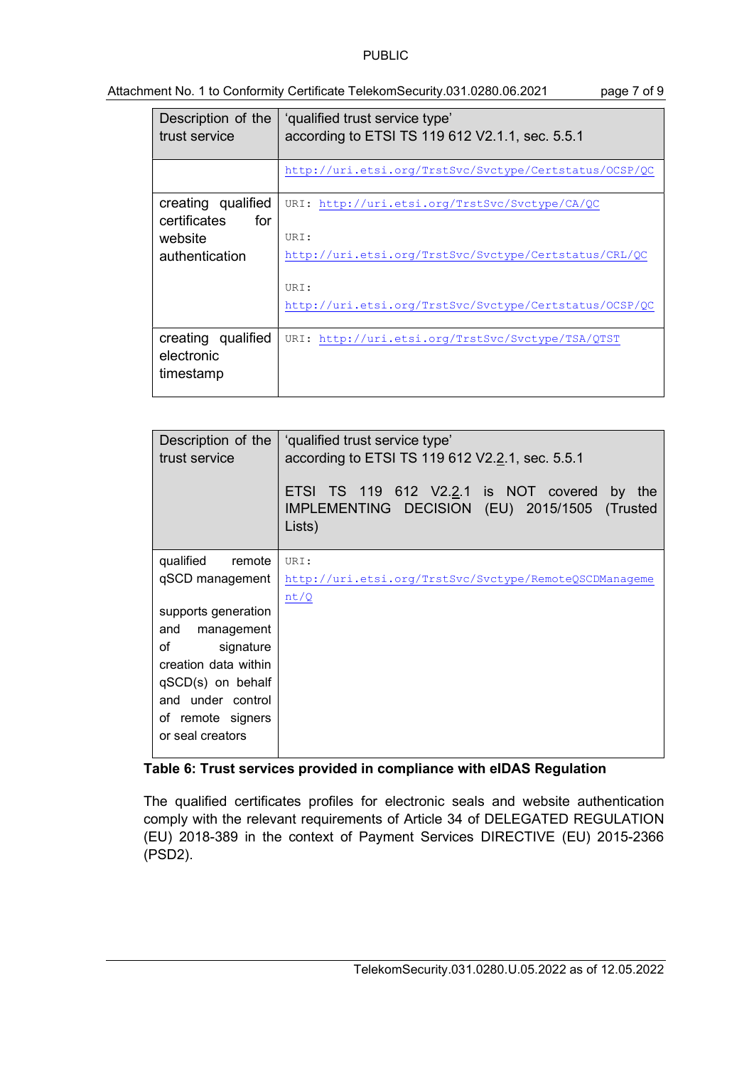| Description of the trust service | 'qualified trust service type' according to ETSI TS 119 612 V2.1.1, sec. 5.5.1 |
|---|---|
| | http://uri.etsi.org/TrstSvc/Svctype/Certstatus/OCSP/QC |
| creating qualified certificates for website authentication | URI: http://uri.etsi.org/TrstSvc/Svctype/CA/QC<br><br>URI: http://uri.etsi.org/TrstSvc/Svctype/Certstatus/CRL/QC<br><br>URI: http://uri.etsi.org/TrstSvc/Svctype/Certstatus/OCSP/QC |
| creating qualified electronic timestamp | URI: http://uri.etsi.org/TrstSvc/Svctype/TSA/QTST |

| Description of the trust service | 'qualified trust service type' according to ETSI TS 119 612 V2.2.1, sec. 5.5.1<br><br>ETSI TS 119 612 V2.2.1 is NOT covered by the IMPLEMENTING DECISION (EU) 2015/1505 (Trusted Lists) |
|---|---|
| qualified remote qSCD management<br><br>supports generation and management of signature creation data within qSCD(s) on behalf and under control of remote signers or seal creators | URI: http://uri.etsi.org/TrstSvc/Svctype/RemoteQSCDManagement/Q |

**Table 6: Trust services provided in compliance with eIDAS Regulation**

The qualified certificates profiles for electronic seals and website authentication comply with the relevant requirements of Article 34 of DELEGATED REGULATION (EU) 2018-389 in the context of Payment Services DIRECTIVE (EU) 2015-2366 (PSD2).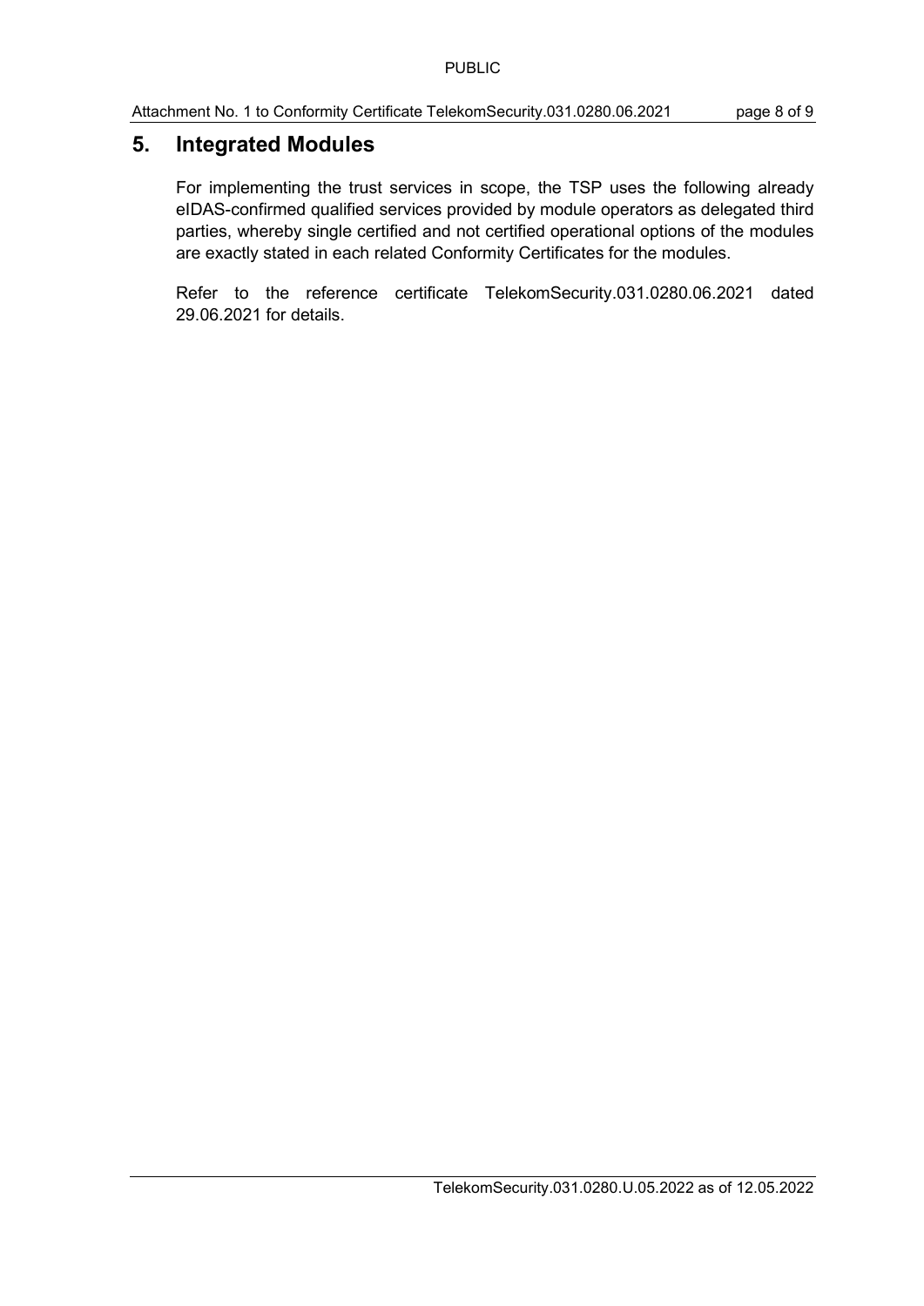## 5. Integrated Modules

For implementing the trust services in scope, the TSP uses the following already eIDAS-confirmed qualified services provided by module operators as delegated third parties, whereby single certified and not certified operational options of the modules are exactly stated in each related Conformity Certificates for the modules.

Refer to the reference certificate TelekomSecurity.031.0280.06.2021 dated 29.06.2021 for details.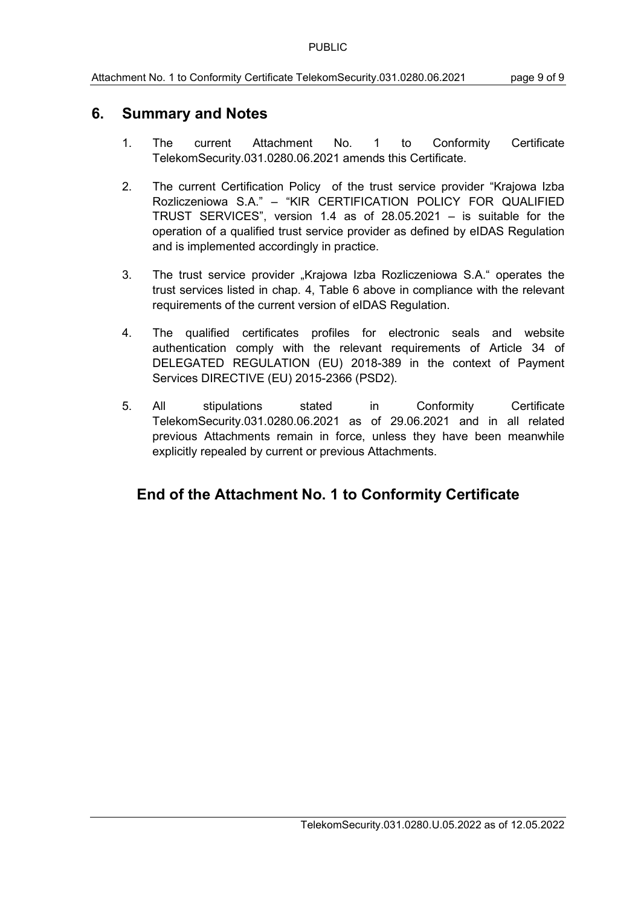## 6. Summary and Notes

1. The current Attachment No. 1 to Conformity Certificate TelekomSecurity.031.0280.06.2021 amends this Certificate.

2. The current Certification Policy of the trust service provider "Krajowa Izba Rozliczeniowa S.A." – "KIR CERTIFICATION POLICY FOR QUALIFIED TRUST SERVICES", version 1.4 as of 28.05.2021 – is suitable for the operation of a qualified trust service provider as defined by eIDAS Regulation and is implemented accordingly in practice.

3. The trust service provider „Krajowa Izba Rozliczeniowa S.A." operates the trust services listed in chap. 4, Table 6 above in compliance with the relevant requirements of the current version of eIDAS Regulation.

4. The qualified certificates profiles for electronic seals and website authentication comply with the relevant requirements of Article 34 of DELEGATED REGULATION (EU) 2018-389 in the context of Payment Services DIRECTIVE (EU) 2015-2366 (PSD2).

5. All stipulations stated in Conformity Certificate TelekomSecurity.031.0280.06.2021 as of 29.06.2021 and in all related previous Attachments remain in force, unless they have been meanwhile explicitly repealed by current or previous Attachments.

## End of the Attachment No. 1 to Conformity Certificate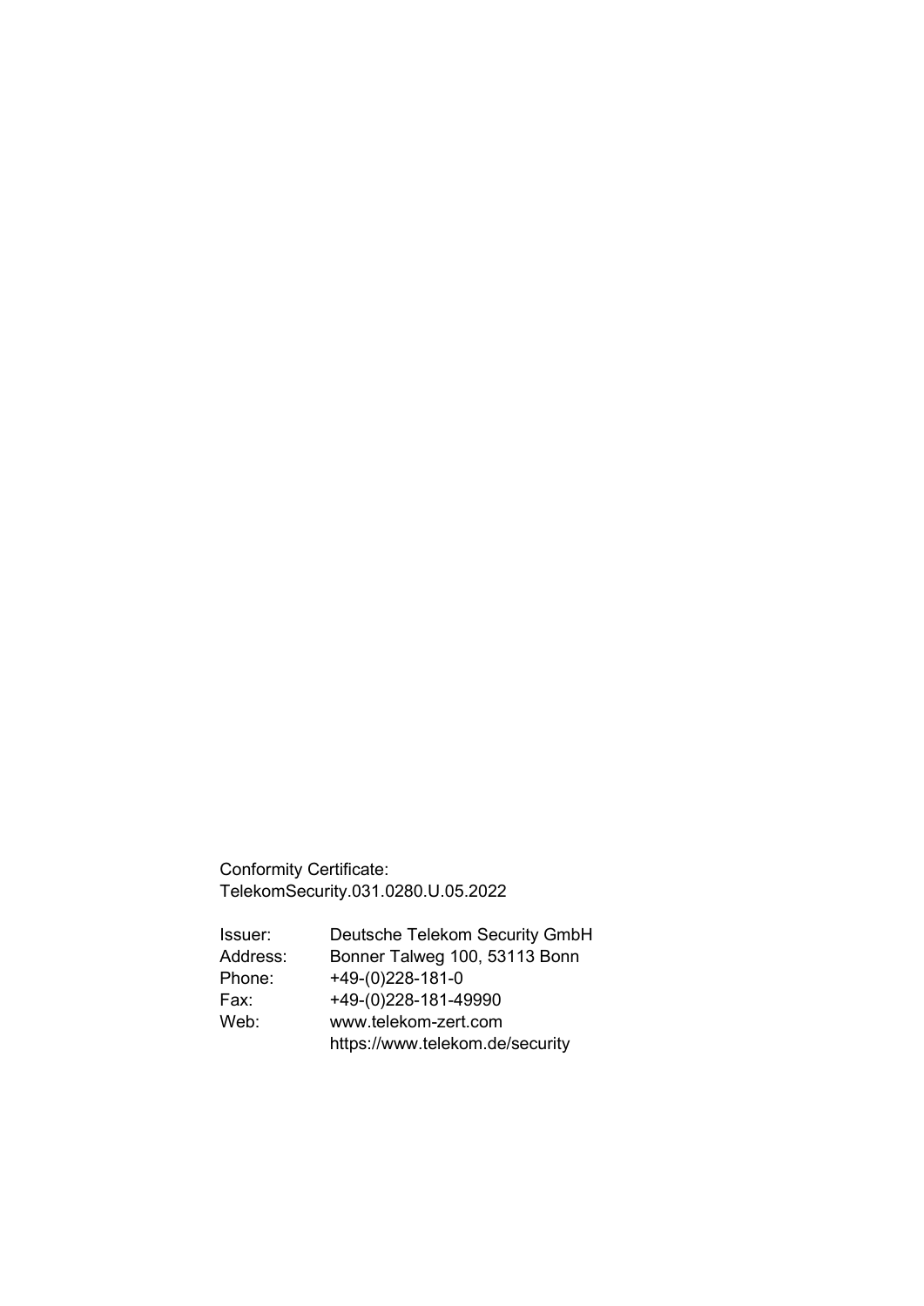Conformity Certificate:
TelekomSecurity.031.0280.U.05.2022

| | |
|---|---|
| Issuer: | Deutsche Telekom Security GmbH |
| Address: | Bonner Talweg 100, 53113 Bonn |
| Phone: | +49-(0)228-181-0 |
| Fax: | +49-(0)228-181-49990 |
| Web: | www.telekom-zert.com<br>https://www.telekom.de/security |